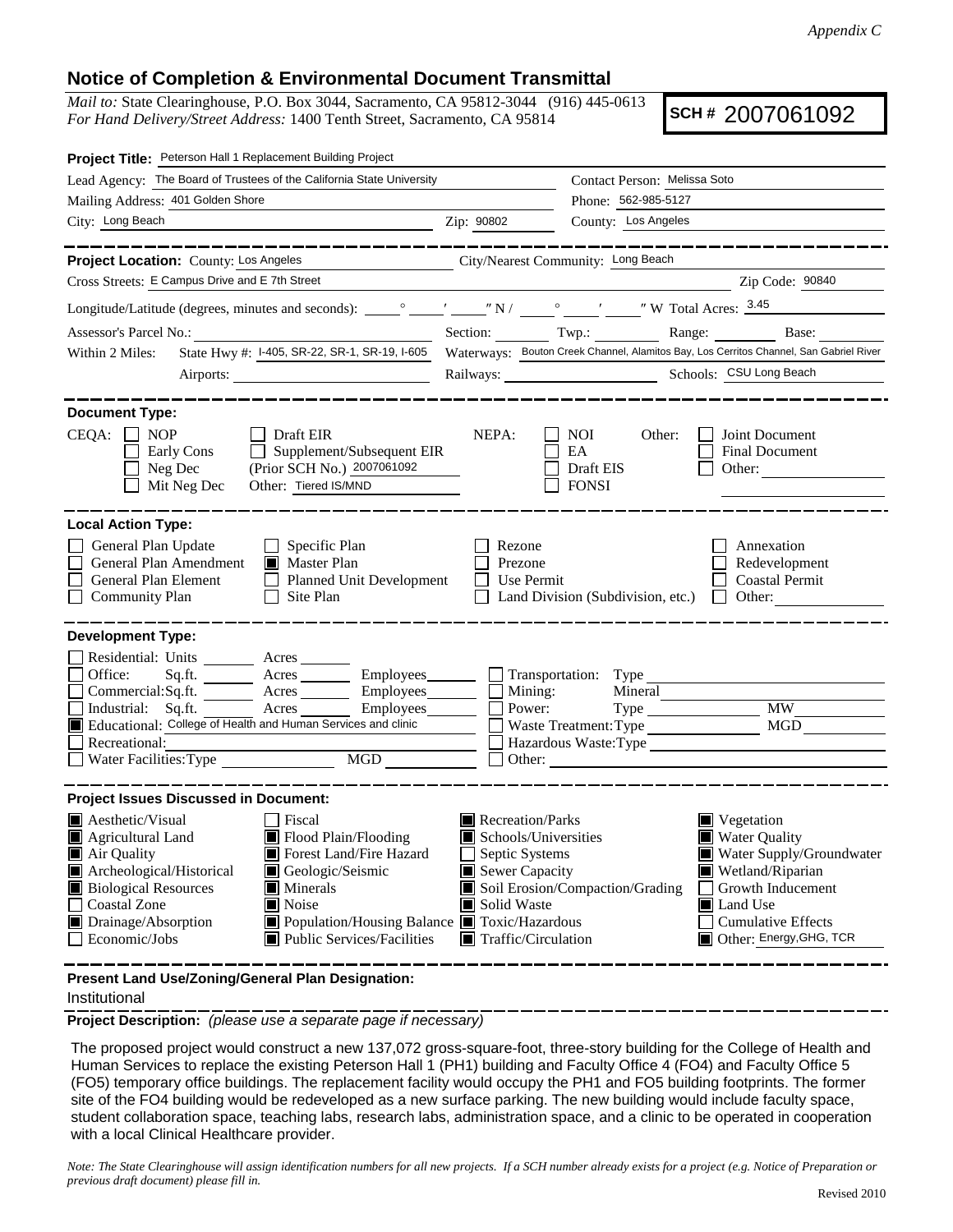*Appendix C*

## Notice of Completion & Environmental Document Transmittal

*Mail to:* State Clearinghouse, P.O. Box 3044, Sacramento, CA 95812-3044 (916) 445-0613
*For Hand Delivery/Street Address:* 1400 Tenth Street, Sacramento, CA 95814

**SCH # 2007061092**

**Project Title:** Peterson Hall 1 Replacement Building Project

Lead Agency: The Board of Trustees of the California State University
Contact Person: Melissa Soto
Mailing Address: 401 Golden Shore
Phone: 562-985-5127
City: Long Beach  Zip: 90802
County: Los Angeles

**Project Location:** County: Los Angeles  City/Nearest Community: Long Beach
Cross Streets: E Campus Drive and E 7th Street  Zip Code: 90840
Longitude/Latitude (degrees, minutes and seconds): \_\_\_° \_\_\_′ \_\_\_″ N / \_\_\_° \_\_\_′ \_\_\_″ W Total Acres: 3.45
Assessor's Parcel No.: \_\_\_\_ Section: \_\_\_\_ Twp.: \_\_\_\_ Range: \_\_\_\_ Base: \_\_\_\_
Within 2 Miles: State Hwy #: I-405, SR-22, SR-1, SR-19, I-605  Waterways: Bouton Creek Channel, Alamitos Bay, Los Cerritos Channel, San Gabriel River
Airports: \_\_\_\_ Railways: \_\_\_\_ Schools: CSU Long Beach

**Document Type:**

CEQA:
- ☐ NOP
- ☐ Early Cons
- ☐ Neg Dec
- ☐ Mit Neg Dec
- ☐ Draft EIR
- ☐ Supplement/Subsequent EIR (Prior SCH No.) 2007061092
- Other: Tiered IS/MND

NEPA:
- ☐ NOI
- ☐ EA
- ☐ Draft EIS
- ☐ FONSI

Other:
- ☐ Joint Document
- ☐ Final Document
- ☐ Other: \_\_\_\_

**Local Action Type:**

- ☐ General Plan Update
- ☐ General Plan Amendment
- ☐ General Plan Element
- ☐ Community Plan
- ☐ Specific Plan
- ■ Master Plan
- ☐ Planned Unit Development
- ☐ Site Plan
- ☐ Rezone
- ☐ Prezone
- ☐ Use Permit
- ☐ Land Division (Subdivision, etc.)
- ☐ Annexation
- ☐ Redevelopment
- ☐ Coastal Permit
- ☐ Other: \_\_\_\_

**Development Type:**

- ☐ Residential: Units \_\_\_\_ Acres \_\_\_\_
- ☐ Office: Sq.ft. \_\_\_\_ Acres \_\_\_\_ Employees \_\_\_\_
- ☐ Commercial: Sq.ft. \_\_\_\_ Acres \_\_\_\_ Employees \_\_\_\_
- ☐ Industrial: Sq.ft. \_\_\_\_ Acres \_\_\_\_ Employees \_\_\_\_
- ■ Educational: College of Health and Human Services and clinic
- ☐ Recreational: \_\_\_\_
- ☐ Water Facilities: Type \_\_\_\_ MGD \_\_\_\_
- ☐ Transportation: Type \_\_\_\_
- ☐ Mining: Mineral \_\_\_\_
- ☐ Power: Type \_\_\_\_ MW \_\_\_\_
- ☐ Waste Treatment: Type \_\_\_\_ MGD \_\_\_\_
- ☐ Hazardous Waste: Type \_\_\_\_
- ☐ Other: \_\_\_\_

**Project Issues Discussed in Document:**

- ■ Aesthetic/Visual
- ■ Agricultural Land
- ■ Air Quality
- ■ Archeological/Historical
- ■ Biological Resources
- ☐ Coastal Zone
- ■ Drainage/Absorption
- ☐ Economic/Jobs
- ☐ Fiscal
- ■ Flood Plain/Flooding
- ■ Forest Land/Fire Hazard
- ■ Geologic/Seismic
- ■ Minerals
- ■ Noise
- ■ Population/Housing Balance
- ■ Public Services/Facilities
- ■ Recreation/Parks
- ■ Schools/Universities
- ☐ Septic Systems
- ■ Sewer Capacity
- ■ Soil Erosion/Compaction/Grading
- ■ Solid Waste
- ■ Toxic/Hazardous
- ■ Traffic/Circulation
- ■ Vegetation
- ■ Water Quality
- ■ Water Supply/Groundwater
- ■ Wetland/Riparian
- ☐ Growth Inducement
- ■ Land Use
- ☐ Cumulative Effects
- ■ Other: Energy, GHG, TCR

**Present Land Use/Zoning/General Plan Designation:**
Institutional

**Project Description:** *(please use a separate page if necessary)*

The proposed project would construct a new 137,072 gross-square-foot, three-story building for the College of Health and Human Services to replace the existing Peterson Hall 1 (PH1) building and Faculty Office 4 (FO4) and Faculty Office 5 (FO5) temporary office buildings. The replacement facility would occupy the PH1 and FO5 building footprints. The former site of the FO4 building would be redeveloped as a new surface parking. The new building would include faculty space, student collaboration space, teaching labs, research labs, administration space, and a clinic to be operated in cooperation with a local Clinical Healthcare provider.

*Note: The State Clearinghouse will assign identification numbers for all new projects. If a SCH number already exists for a project (e.g. Notice of Preparation or previous draft document) please fill in.*

Revised 2010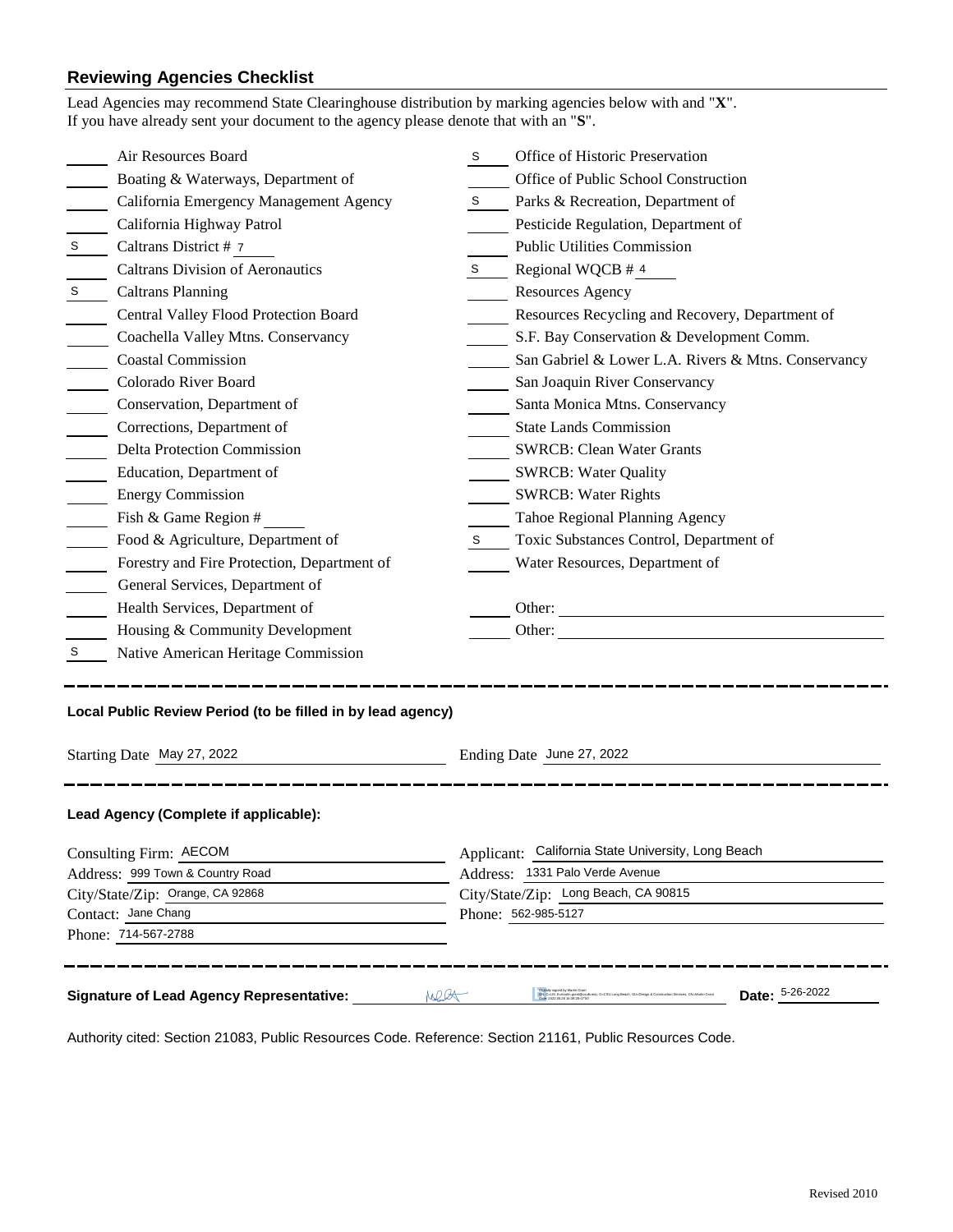## Reviewing Agencies Checklist

Lead Agencies may recommend State Clearinghouse distribution by marking agencies below with and "**X**".
If you have already sent your document to the agency please denote that with an "**S**".

| | | | |
|---|---|---|---|
| | Air Resources Board | S | Office of Historic Preservation |
| | Boating & Waterways, Department of | | Office of Public School Construction |
| | California Emergency Management Agency | S | Parks & Recreation, Department of |
| | California Highway Patrol | | Pesticide Regulation, Department of |
| S | Caltrans District # 7 | | Public Utilities Commission |
| | Caltrans Division of Aeronautics | S | Regional WQCB # 4 |
| S | Caltrans Planning | | Resources Agency |
| | Central Valley Flood Protection Board | | Resources Recycling and Recovery, Department of |
| | Coachella Valley Mtns. Conservancy | | S.F. Bay Conservation & Development Comm. |
| | Coastal Commission | | San Gabriel & Lower L.A. Rivers & Mtns. Conservancy |
| | Colorado River Board | | San Joaquin River Conservancy |
| | Conservation, Department of | | Santa Monica Mtns. Conservancy |
| | Corrections, Department of | | State Lands Commission |
| | Delta Protection Commission | | SWRCB: Clean Water Grants |
| | Education, Department of | | SWRCB: Water Quality |
| | Energy Commission | | SWRCB: Water Rights |
| | Fish & Game Region # | | Tahoe Regional Planning Agency |
| | Food & Agriculture, Department of | S | Toxic Substances Control, Department of |
| | Forestry and Fire Protection, Department of | | Water Resources, Department of |
| | General Services, Department of | | |
| | Health Services, Department of | | Other: |
| | Housing & Community Development | | Other: |
| S | Native American Heritage Commission | | |

---

**Local Public Review Period (to be filled in by lead agency)**

Starting Date May 27, 2022 Ending Date June 27, 2022

---

**Lead Agency (Complete if applicable):**

Consulting Firm: AECOM
Address: 999 Town & Country Road
City/State/Zip: Orange, CA 92868
Contact: Jane Chang
Phone: 714-567-2788

Applicant: California State University, Long Beach
Address: 1331 Palo Verde Avenue
City/State/Zip: Long Beach, CA 90815
Phone: 562-985-5127

---

**Signature of Lead Agency Representative:** [signature] **Date:** 5-26-2022

Authority cited: Section 21083, Public Resources Code. Reference: Section 21161, Public Resources Code.

Revised 2010